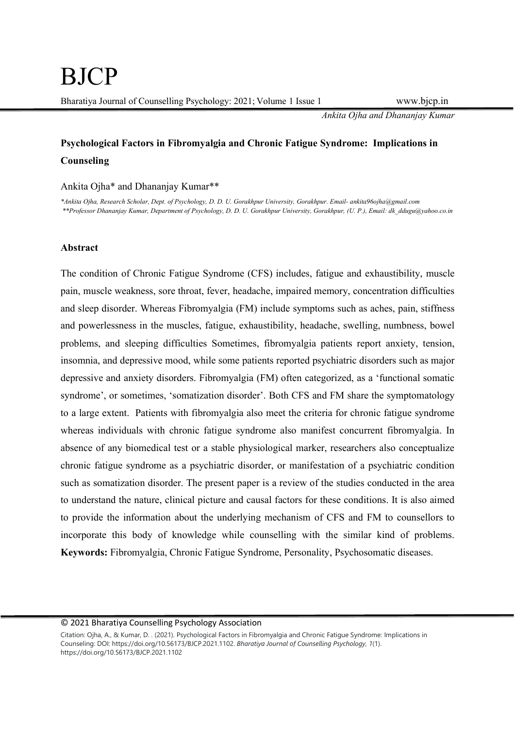# Psychological Factors in Fibromyalgia and Chronic Fatigue Syndrome: Implications in Counseling

Ankita Ojha* and Dhananjay Kumar**

*\*Ankita Ojha, Research Scholar, Dept. of Psychology, D. D. U. Gorakhpur University, Gorakhpur. Email- ankita96ojha@gmail.com*
*\*\*Professor Dhananjay Kumar, Department of Psychology, D. D. U. Gorakhpur University, Gorakhpur, (U. P.), Email: dk_ddugu@yahoo.co.in*

## Abstract

The condition of Chronic Fatigue Syndrome (CFS) includes, fatigue and exhaustibility, muscle pain, muscle weakness, sore throat, fever, headache, impaired memory, concentration difficulties and sleep disorder. Whereas Fibromyalgia (FM) include symptoms such as aches, pain, stiffness and powerlessness in the muscles, fatigue, exhaustibility, headache, swelling, numbness, bowel problems, and sleeping difficulties Sometimes, fibromyalgia patients report anxiety, tension, insomnia, and depressive mood, while some patients reported psychiatric disorders such as major depressive and anxiety disorders. Fibromyalgia (FM) often categorized, as a 'functional somatic syndrome', or sometimes, 'somatization disorder'. Both CFS and FM share the symptomatology to a large extent. Patients with fibromyalgia also meet the criteria for chronic fatigue syndrome whereas individuals with chronic fatigue syndrome also manifest concurrent fibromyalgia. In absence of any biomedical test or a stable physiological marker, researchers also conceptualize chronic fatigue syndrome as a psychiatric disorder, or manifestation of a psychiatric condition such as somatization disorder. The present paper is a review of the studies conducted in the area to understand the nature, clinical picture and causal factors for these conditions. It is also aimed to provide the information about the underlying mechanism of CFS and FM to counsellors to incorporate this body of knowledge while counselling with the similar kind of problems.
**Keywords:** Fibromyalgia, Chronic Fatigue Syndrome, Personality, Psychosomatic diseases.

© 2021 Bharatiya Counselling Psychology Association

Citation: Ojha, A., & Kumar, D. . (2021). Psychological Factors in Fibromyalgia and Chronic Fatigue Syndrome: Implications in Counseling: DOI: https://doi.org/10.56173/BJCP.2021.1102. *Bharatiya Journal of Counselling Psychology*, *1*(1). https://doi.org/10.56173/BJCP.2021.1102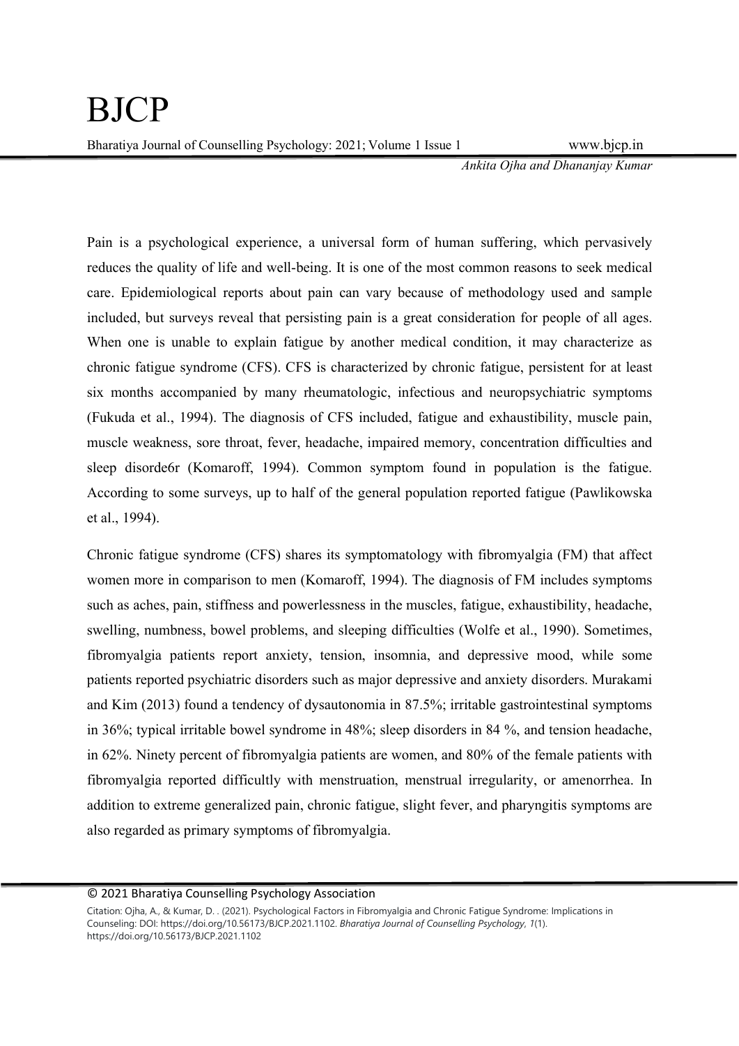Pain is a psychological experience, a universal form of human suffering, which pervasively reduces the quality of life and well-being. It is one of the most common reasons to seek medical care. Epidemiological reports about pain can vary because of methodology used and sample included, but surveys reveal that persisting pain is a great consideration for people of all ages. When one is unable to explain fatigue by another medical condition, it may characterize as chronic fatigue syndrome (CFS). CFS is characterized by chronic fatigue, persistent for at least six months accompanied by many rheumatologic, infectious and neuropsychiatric symptoms (Fukuda et al., 1994). The diagnosis of CFS included, fatigue and exhaustibility, muscle pain, muscle weakness, sore throat, fever, headache, impaired memory, concentration difficulties and sleep disorde6r (Komaroff, 1994). Common symptom found in population is the fatigue. According to some surveys, up to half of the general population reported fatigue (Pawlikowska et al., 1994).

Chronic fatigue syndrome (CFS) shares its symptomatology with fibromyalgia (FM) that affect women more in comparison to men (Komaroff, 1994). The diagnosis of FM includes symptoms such as aches, pain, stiffness and powerlessness in the muscles, fatigue, exhaustibility, headache, swelling, numbness, bowel problems, and sleeping difficulties (Wolfe et al., 1990). Sometimes, fibromyalgia patients report anxiety, tension, insomnia, and depressive mood, while some patients reported psychiatric disorders such as major depressive and anxiety disorders. Murakami and Kim (2013) found a tendency of dysautonomia in 87.5%; irritable gastrointestinal symptoms in 36%; typical irritable bowel syndrome in 48%; sleep disorders in 84 %, and tension headache, in 62%. Ninety percent of fibromyalgia patients are women, and 80% of the female patients with fibromyalgia reported difficultly with menstruation, menstrual irregularity, or amenorrhea. In addition to extreme generalized pain, chronic fatigue, slight fever, and pharyngitis symptoms are also regarded as primary symptoms of fibromyalgia.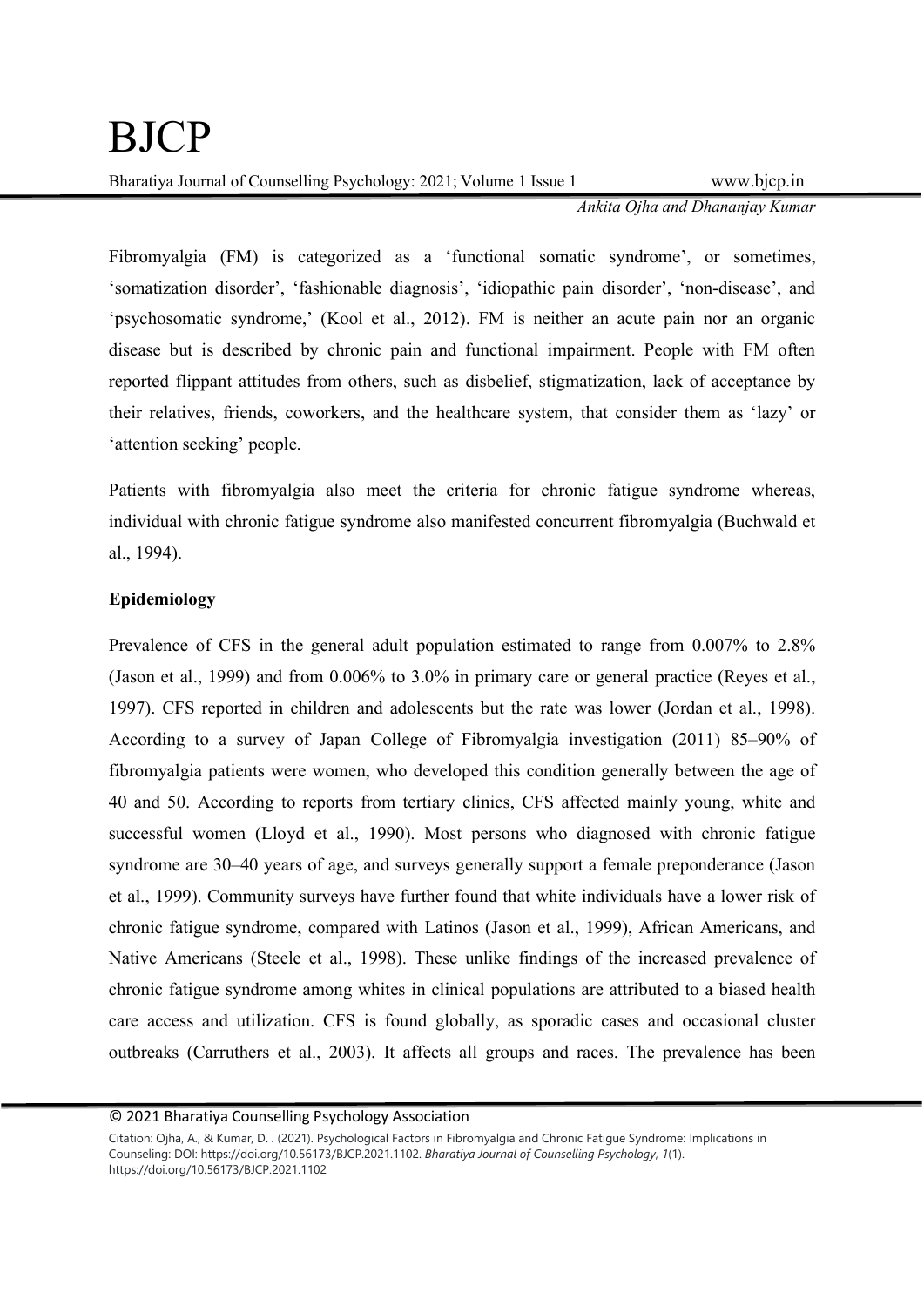Fibromyalgia (FM) is categorized as a 'functional somatic syndrome', or sometimes, 'somatization disorder', 'fashionable diagnosis', 'idiopathic pain disorder', 'non-disease', and 'psychosomatic syndrome,' (Kool et al., 2012). FM is neither an acute pain nor an organic disease but is described by chronic pain and functional impairment. People with FM often reported flippant attitudes from others, such as disbelief, stigmatization, lack of acceptance by their relatives, friends, coworkers, and the healthcare system, that consider them as 'lazy' or 'attention seeking' people.

Patients with fibromyalgia also meet the criteria for chronic fatigue syndrome whereas, individual with chronic fatigue syndrome also manifested concurrent fibromyalgia (Buchwald et al., 1994).

**Epidemiology**

Prevalence of CFS in the general adult population estimated to range from 0.007% to 2.8% (Jason et al., 1999) and from 0.006% to 3.0% in primary care or general practice (Reyes et al., 1997). CFS reported in children and adolescents but the rate was lower (Jordan et al., 1998). According to a survey of Japan College of Fibromyalgia investigation (2011) 85–90% of fibromyalgia patients were women, who developed this condition generally between the age of 40 and 50. According to reports from tertiary clinics, CFS affected mainly young, white and successful women (Lloyd et al., 1990). Most persons who diagnosed with chronic fatigue syndrome are 30–40 years of age, and surveys generally support a female preponderance (Jason et al., 1999). Community surveys have further found that white individuals have a lower risk of chronic fatigue syndrome, compared with Latinos (Jason et al., 1999), African Americans, and Native Americans (Steele et al., 1998). These unlike findings of the increased prevalence of chronic fatigue syndrome among whites in clinical populations are attributed to a biased health care access and utilization. CFS is found globally, as sporadic cases and occasional cluster outbreaks (Carruthers et al., 2003). It affects all groups and races. The prevalence has been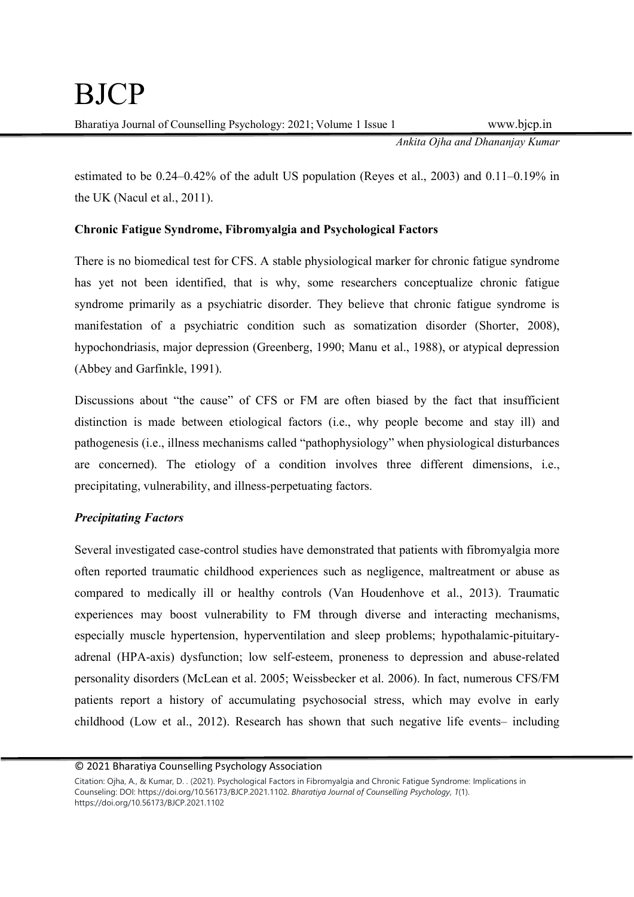estimated to be 0.24–0.42% of the adult US population (Reyes et al., 2003) and 0.11–0.19% in the UK (Nacul et al., 2011).

**Chronic Fatigue Syndrome, Fibromyalgia and Psychological Factors**

There is no biomedical test for CFS. A stable physiological marker for chronic fatigue syndrome has yet not been identified, that is why, some researchers conceptualize chronic fatigue syndrome primarily as a psychiatric disorder. They believe that chronic fatigue syndrome is manifestation of a psychiatric condition such as somatization disorder (Shorter, 2008), hypochondriasis, major depression (Greenberg, 1990; Manu et al., 1988), or atypical depression (Abbey and Garfinkle, 1991).

Discussions about "the cause" of CFS or FM are often biased by the fact that insufficient distinction is made between etiological factors (i.e., why people become and stay ill) and pathogenesis (i.e., illness mechanisms called "pathophysiology" when physiological disturbances are concerned). The etiology of a condition involves three different dimensions, i.e., precipitating, vulnerability, and illness-perpetuating factors.

***Precipitating Factors***

Several investigated case-control studies have demonstrated that patients with fibromyalgia more often reported traumatic childhood experiences such as negligence, maltreatment or abuse as compared to medically ill or healthy controls (Van Houdenhove et al., 2013). Traumatic experiences may boost vulnerability to FM through diverse and interacting mechanisms, especially muscle hypertension, hyperventilation and sleep problems; hypothalamic-pituitary-adrenal (HPA-axis) dysfunction; low self-esteem, proneness to depression and abuse-related personality disorders (McLean et al. 2005; Weissbecker et al. 2006). In fact, numerous CFS/FM patients report a history of accumulating psychosocial stress, which may evolve in early childhood (Low et al., 2012). Research has shown that such negative life events– including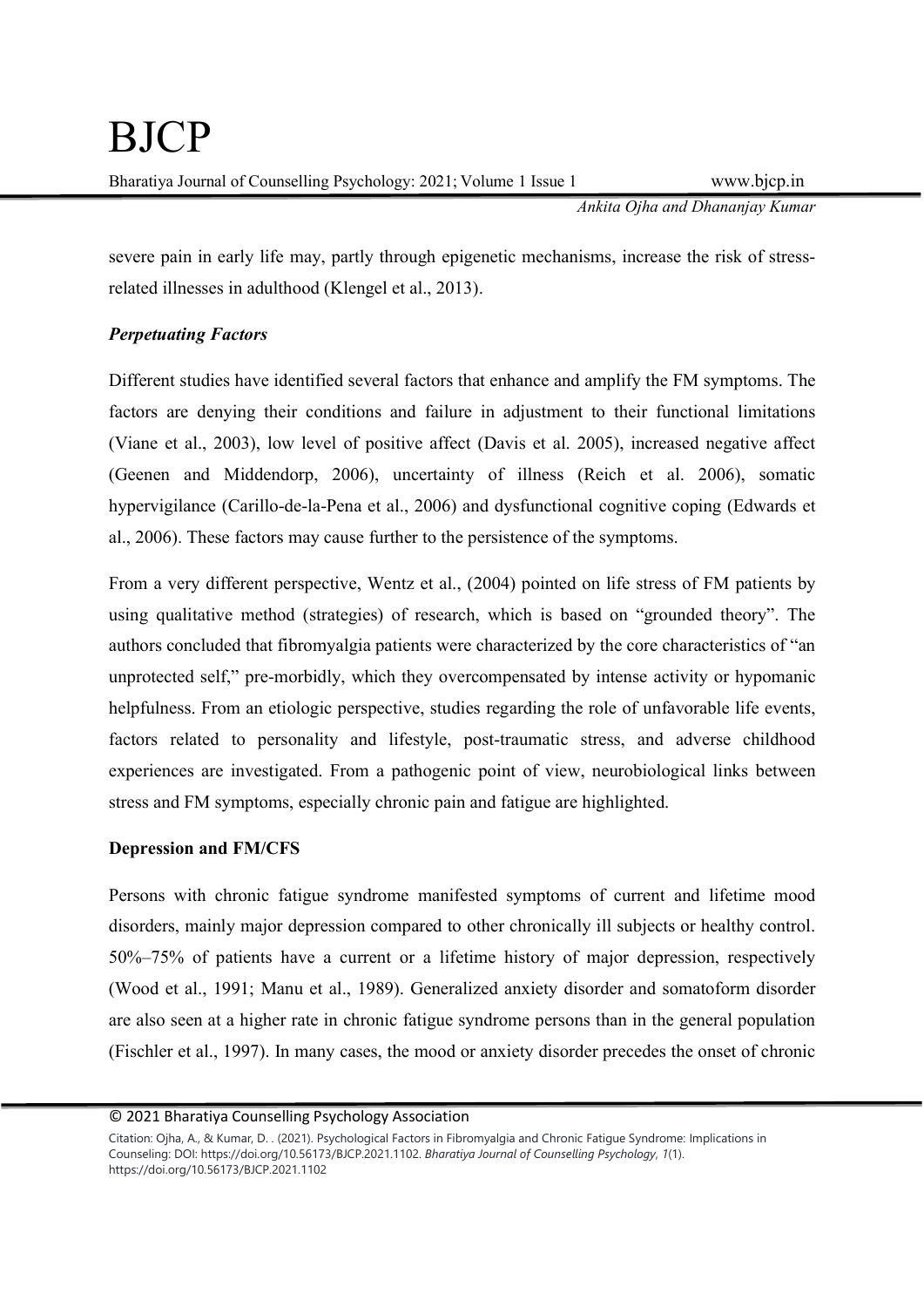severe pain in early life may, partly through epigenetic mechanisms, increase the risk of stress-related illnesses in adulthood (Klengel et al., 2013).

***Perpetuating Factors***

Different studies have identified several factors that enhance and amplify the FM symptoms. The factors are denying their conditions and failure in adjustment to their functional limitations (Viane et al., 2003), low level of positive affect (Davis et al. 2005), increased negative affect (Geenen and Middendorp, 2006), uncertainty of illness (Reich et al. 2006), somatic hypervigilance (Carillo-de-la-Pena et al., 2006) and dysfunctional cognitive coping (Edwards et al., 2006). These factors may cause further to the persistence of the symptoms.

From a very different perspective, Wentz et al., (2004) pointed on life stress of FM patients by using qualitative method (strategies) of research, which is based on "grounded theory". The authors concluded that fibromyalgia patients were characterized by the core characteristics of "an unprotected self," pre-morbidly, which they overcompensated by intense activity or hypomanic helpfulness. From an etiologic perspective, studies regarding the role of unfavorable life events, factors related to personality and lifestyle, post-traumatic stress, and adverse childhood experiences are investigated. From a pathogenic point of view, neurobiological links between stress and FM symptoms, especially chronic pain and fatigue are highlighted.

**Depression and FM/CFS**

Persons with chronic fatigue syndrome manifested symptoms of current and lifetime mood disorders, mainly major depression compared to other chronically ill subjects or healthy control. 50%–75% of patients have a current or a lifetime history of major depression, respectively (Wood et al., 1991; Manu et al., 1989). Generalized anxiety disorder and somatoform disorder are also seen at a higher rate in chronic fatigue syndrome persons than in the general population (Fischler et al., 1997). In many cases, the mood or anxiety disorder precedes the onset of chronic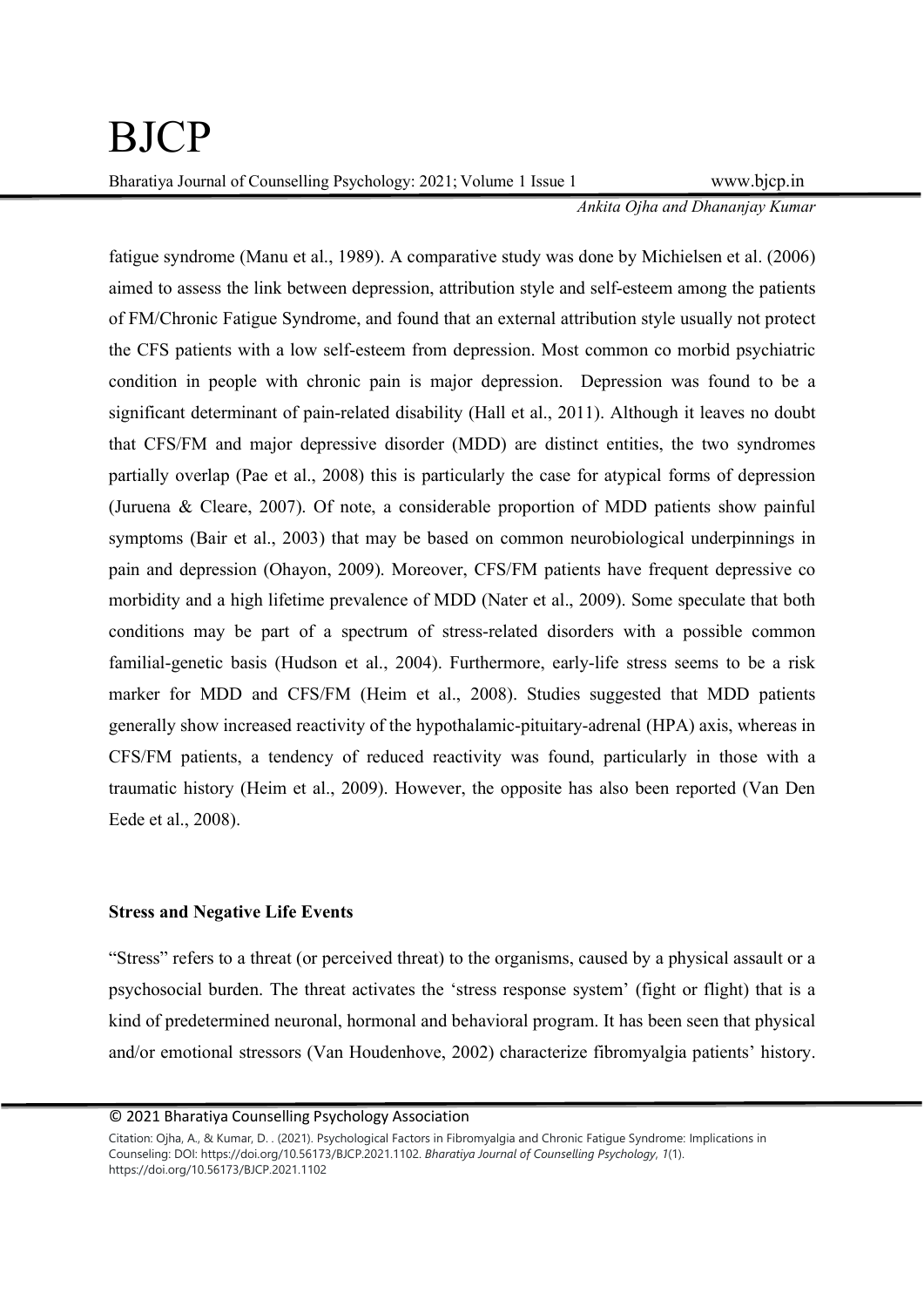fatigue syndrome (Manu et al., 1989). A comparative study was done by Michielsen et al. (2006) aimed to assess the link between depression, attribution style and self-esteem among the patients of FM/Chronic Fatigue Syndrome, and found that an external attribution style usually not protect the CFS patients with a low self-esteem from depression. Most common co morbid psychiatric condition in people with chronic pain is major depression. Depression was found to be a significant determinant of pain-related disability (Hall et al., 2011). Although it leaves no doubt that CFS/FM and major depressive disorder (MDD) are distinct entities, the two syndromes partially overlap (Pae et al., 2008) this is particularly the case for atypical forms of depression (Juruena & Cleare, 2007). Of note, a considerable proportion of MDD patients show painful symptoms (Bair et al., 2003) that may be based on common neurobiological underpinnings in pain and depression (Ohayon, 2009). Moreover, CFS/FM patients have frequent depressive co morbidity and a high lifetime prevalence of MDD (Nater et al., 2009). Some speculate that both conditions may be part of a spectrum of stress-related disorders with a possible common familial-genetic basis (Hudson et al., 2004). Furthermore, early-life stress seems to be a risk marker for MDD and CFS/FM (Heim et al., 2008). Studies suggested that MDD patients generally show increased reactivity of the hypothalamic-pituitary-adrenal (HPA) axis, whereas in CFS/FM patients, a tendency of reduced reactivity was found, particularly in those with a traumatic history (Heim et al., 2009). However, the opposite has also been reported (Van Den Eede et al., 2008).

**Stress and Negative Life Events**

"Stress" refers to a threat (or perceived threat) to the organisms, caused by a physical assault or a psychosocial burden. The threat activates the 'stress response system' (fight or flight) that is a kind of predetermined neuronal, hormonal and behavioral program. It has been seen that physical and/or emotional stressors (Van Houdenhove, 2002) characterize fibromyalgia patients' history.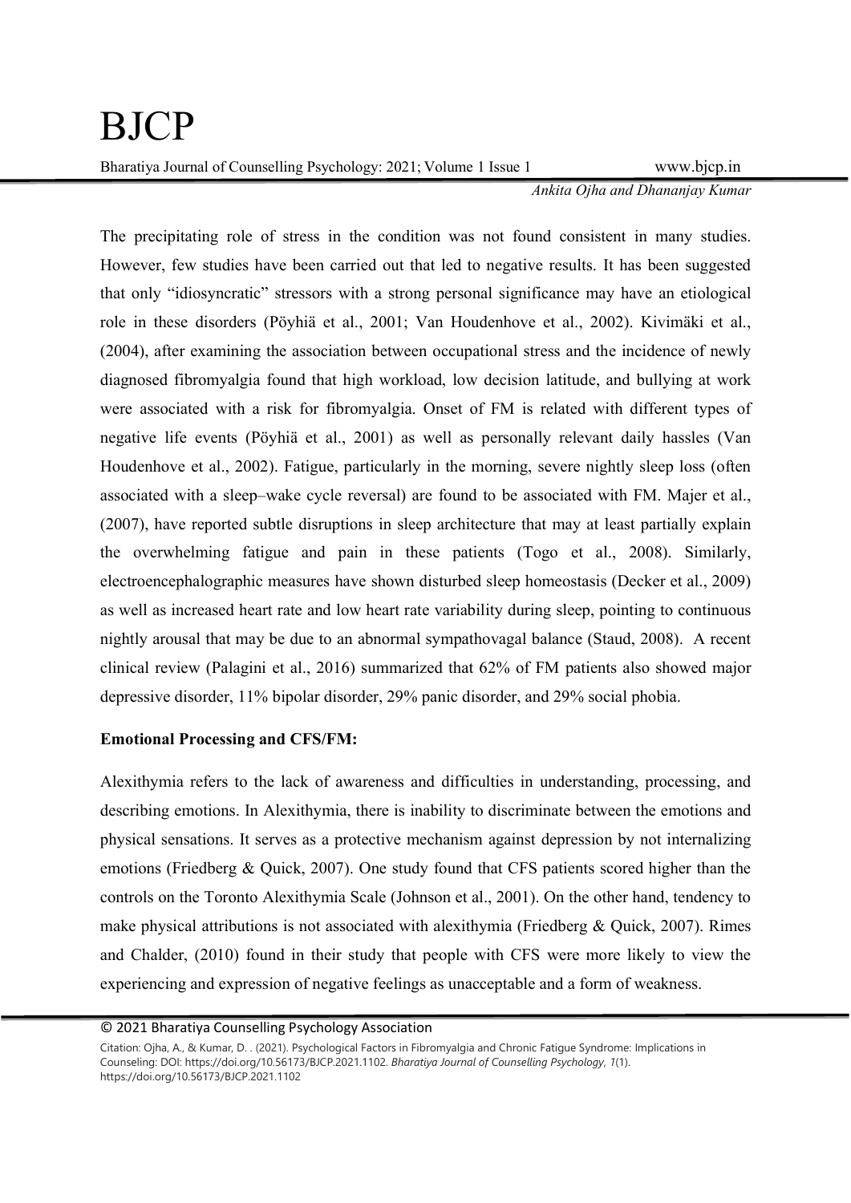The precipitating role of stress in the condition was not found consistent in many studies. However, few studies have been carried out that led to negative results. It has been suggested that only "idiosyncratic" stressors with a strong personal significance may have an etiological role in these disorders (Pöyhiä et al., 2001; Van Houdenhove et al., 2002). Kivimäki et al., (2004), after examining the association between occupational stress and the incidence of newly diagnosed fibromyalgia found that high workload, low decision latitude, and bullying at work were associated with a risk for fibromyalgia. Onset of FM is related with different types of negative life events (Pöyhiä et al., 2001) as well as personally relevant daily hassles (Van Houdenhove et al., 2002). Fatigue, particularly in the morning, severe nightly sleep loss (often associated with a sleep–wake cycle reversal) are found to be associated with FM. Majer et al., (2007), have reported subtle disruptions in sleep architecture that may at least partially explain the overwhelming fatigue and pain in these patients (Togo et al., 2008). Similarly, electroencephalographic measures have shown disturbed sleep homeostasis (Decker et al., 2009) as well as increased heart rate and low heart rate variability during sleep, pointing to continuous nightly arousal that may be due to an abnormal sympathovagal balance (Staud, 2008). A recent clinical review (Palagini et al., 2016) summarized that 62% of FM patients also showed major depressive disorder, 11% bipolar disorder, 29% panic disorder, and 29% social phobia.

**Emotional Processing and CFS/FM:**

Alexithymia refers to the lack of awareness and difficulties in understanding, processing, and describing emotions. In Alexithymia, there is inability to discriminate between the emotions and physical sensations. It serves as a protective mechanism against depression by not internalizing emotions (Friedberg & Quick, 2007). One study found that CFS patients scored higher than the controls on the Toronto Alexithymia Scale (Johnson et al., 2001). On the other hand, tendency to make physical attributions is not associated with alexithymia (Friedberg & Quick, 2007). Rimes and Chalder, (2010) found in their study that people with CFS were more likely to view the experiencing and expression of negative feelings as unacceptable and a form of weakness.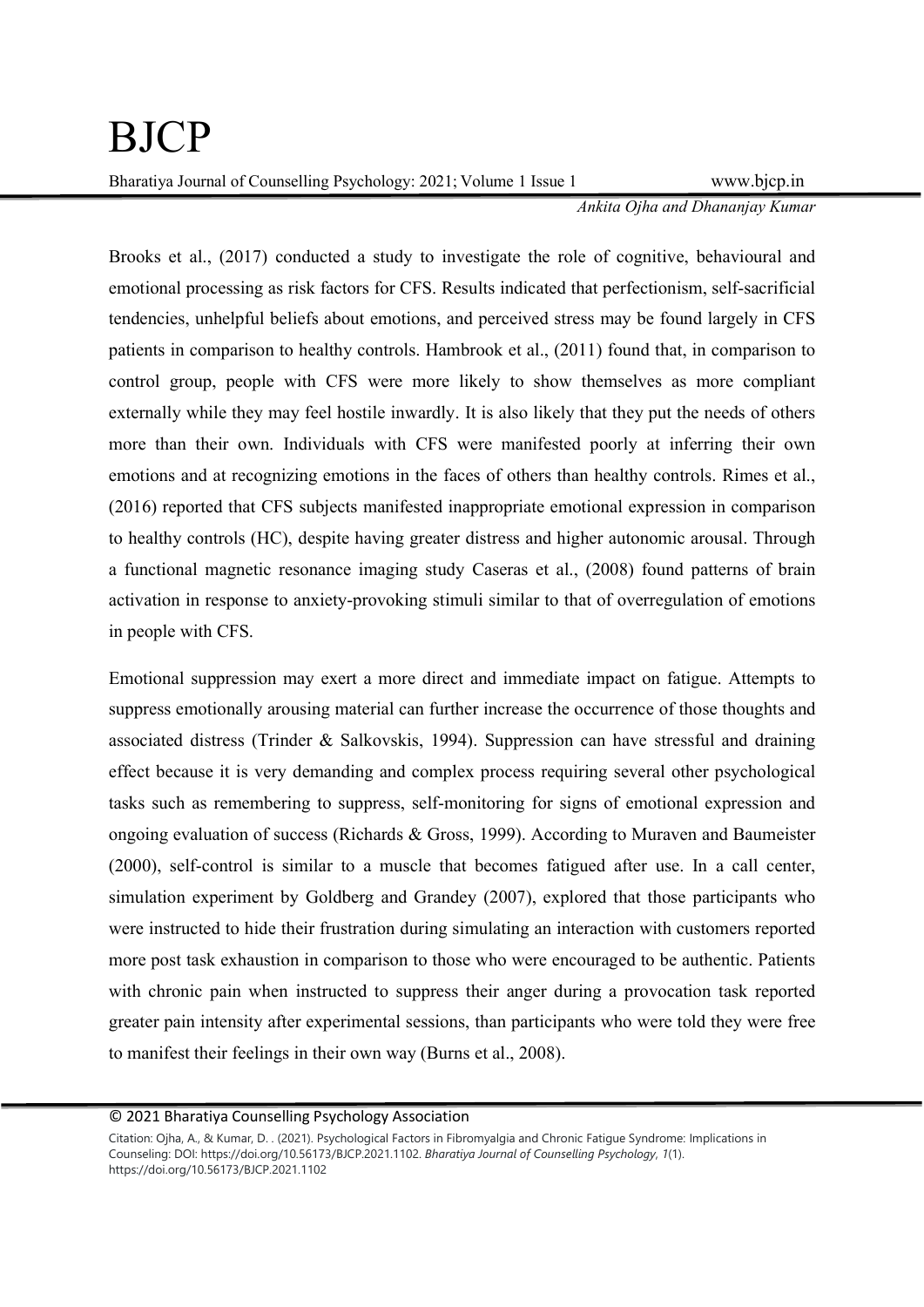Brooks et al., (2017) conducted a study to investigate the role of cognitive, behavioural and emotional processing as risk factors for CFS. Results indicated that perfectionism, self-sacrificial tendencies, unhelpful beliefs about emotions, and perceived stress may be found largely in CFS patients in comparison to healthy controls. Hambrook et al., (2011) found that, in comparison to control group, people with CFS were more likely to show themselves as more compliant externally while they may feel hostile inwardly. It is also likely that they put the needs of others more than their own. Individuals with CFS were manifested poorly at inferring their own emotions and at recognizing emotions in the faces of others than healthy controls. Rimes et al., (2016) reported that CFS subjects manifested inappropriate emotional expression in comparison to healthy controls (HC), despite having greater distress and higher autonomic arousal. Through a functional magnetic resonance imaging study Caseras et al., (2008) found patterns of brain activation in response to anxiety-provoking stimuli similar to that of overregulation of emotions in people with CFS.

Emotional suppression may exert a more direct and immediate impact on fatigue. Attempts to suppress emotionally arousing material can further increase the occurrence of those thoughts and associated distress (Trinder & Salkovskis, 1994). Suppression can have stressful and draining effect because it is very demanding and complex process requiring several other psychological tasks such as remembering to suppress, self-monitoring for signs of emotional expression and ongoing evaluation of success (Richards & Gross, 1999). According to Muraven and Baumeister (2000), self-control is similar to a muscle that becomes fatigued after use. In a call center, simulation experiment by Goldberg and Grandey (2007), explored that those participants who were instructed to hide their frustration during simulating an interaction with customers reported more post task exhaustion in comparison to those who were encouraged to be authentic. Patients with chronic pain when instructed to suppress their anger during a provocation task reported greater pain intensity after experimental sessions, than participants who were told they were free to manifest their feelings in their own way (Burns et al., 2008).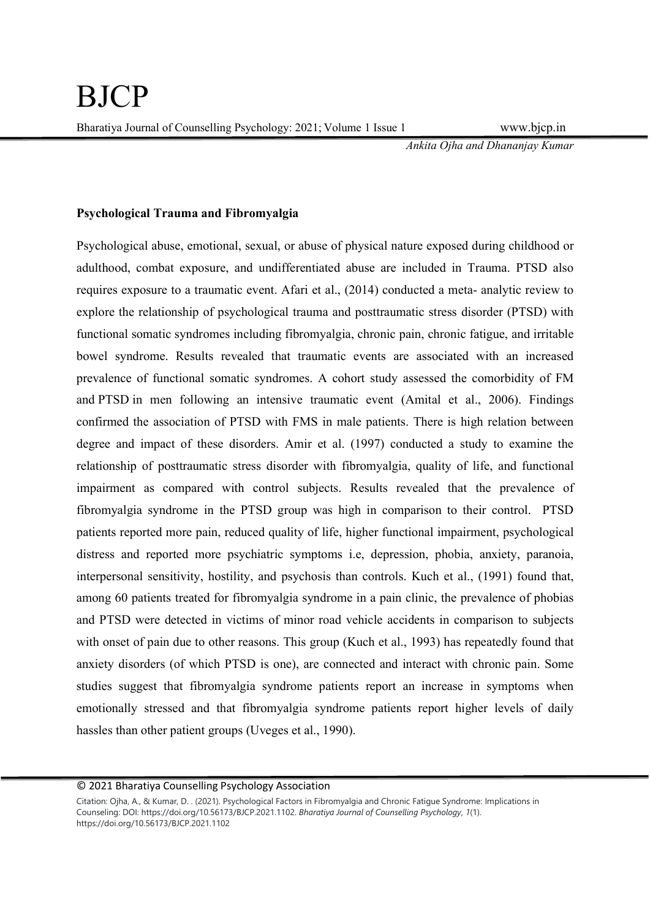### Psychological Trauma and Fibromyalgia

Psychological abuse, emotional, sexual, or abuse of physical nature exposed during childhood or adulthood, combat exposure, and undifferentiated abuse are included in Trauma. PTSD also requires exposure to a traumatic event. Afari et al., (2014) conducted a meta- analytic review to explore the relationship of psychological trauma and posttraumatic stress disorder (PTSD) with functional somatic syndromes including fibromyalgia, chronic pain, chronic fatigue, and irritable bowel syndrome. Results revealed that traumatic events are associated with an increased prevalence of functional somatic syndromes. A cohort study assessed the comorbidity of FM and PTSD in men following an intensive traumatic event (Amital et al., 2006). Findings confirmed the association of PTSD with FMS in male patients. There is high relation between degree and impact of these disorders. Amir et al. (1997) conducted a study to examine the relationship of posttraumatic stress disorder with fibromyalgia, quality of life, and functional impairment as compared with control subjects. Results revealed that the prevalence of fibromyalgia syndrome in the PTSD group was high in comparison to their control. PTSD patients reported more pain, reduced quality of life, higher functional impairment, psychological distress and reported more psychiatric symptoms i.e, depression, phobia, anxiety, paranoia, interpersonal sensitivity, hostility, and psychosis than controls. Kuch et al., (1991) found that, among 60 patients treated for fibromyalgia syndrome in a pain clinic, the prevalence of phobias and PTSD were detected in victims of minor road vehicle accidents in comparison to subjects with onset of pain due to other reasons. This group (Kuch et al., 1993) has repeatedly found that anxiety disorders (of which PTSD is one), are connected and interact with chronic pain. Some studies suggest that fibromyalgia syndrome patients report an increase in symptoms when emotionally stressed and that fibromyalgia syndrome patients report higher levels of daily hassles than other patient groups (Uveges et al., 1990).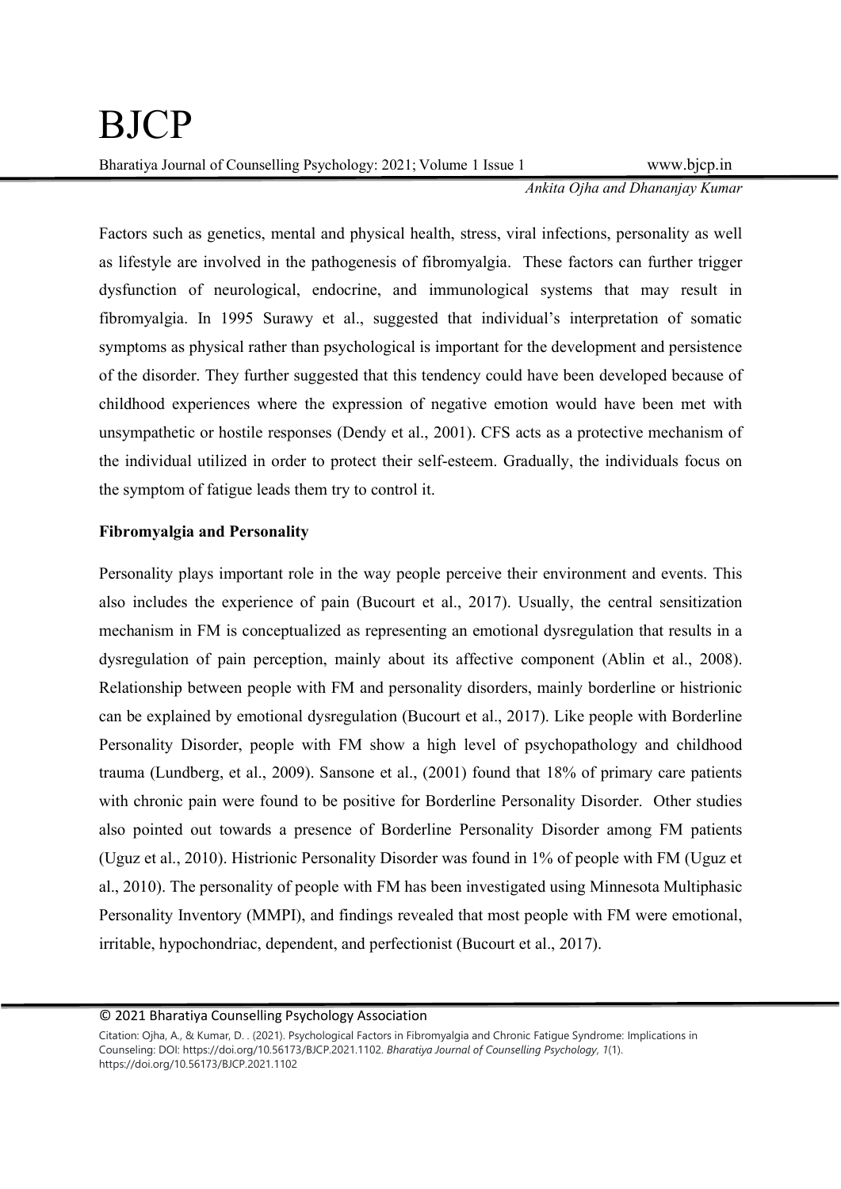Factors such as genetics, mental and physical health, stress, viral infections, personality as well as lifestyle are involved in the pathogenesis of fibromyalgia. These factors can further trigger dysfunction of neurological, endocrine, and immunological systems that may result in fibromyalgia. In 1995 Surawy et al., suggested that individual's interpretation of somatic symptoms as physical rather than psychological is important for the development and persistence of the disorder. They further suggested that this tendency could have been developed because of childhood experiences where the expression of negative emotion would have been met with unsympathetic or hostile responses (Dendy et al., 2001). CFS acts as a protective mechanism of the individual utilized in order to protect their self-esteem. Gradually, the individuals focus on the symptom of fatigue leads them try to control it.

**Fibromyalgia and Personality**

Personality plays important role in the way people perceive their environment and events. This also includes the experience of pain (Bucourt et al., 2017). Usually, the central sensitization mechanism in FM is conceptualized as representing an emotional dysregulation that results in a dysregulation of pain perception, mainly about its affective component (Ablin et al., 2008). Relationship between people with FM and personality disorders, mainly borderline or histrionic can be explained by emotional dysregulation (Bucourt et al., 2017). Like people with Borderline Personality Disorder, people with FM show a high level of psychopathology and childhood trauma (Lundberg, et al., 2009). Sansone et al., (2001) found that 18% of primary care patients with chronic pain were found to be positive for Borderline Personality Disorder. Other studies also pointed out towards a presence of Borderline Personality Disorder among FM patients (Uguz et al., 2010). Histrionic Personality Disorder was found in 1% of people with FM (Uguz et al., 2010). The personality of people with FM has been investigated using Minnesota Multiphasic Personality Inventory (MMPI), and findings revealed that most people with FM were emotional, irritable, hypochondriac, dependent, and perfectionist (Bucourt et al., 2017).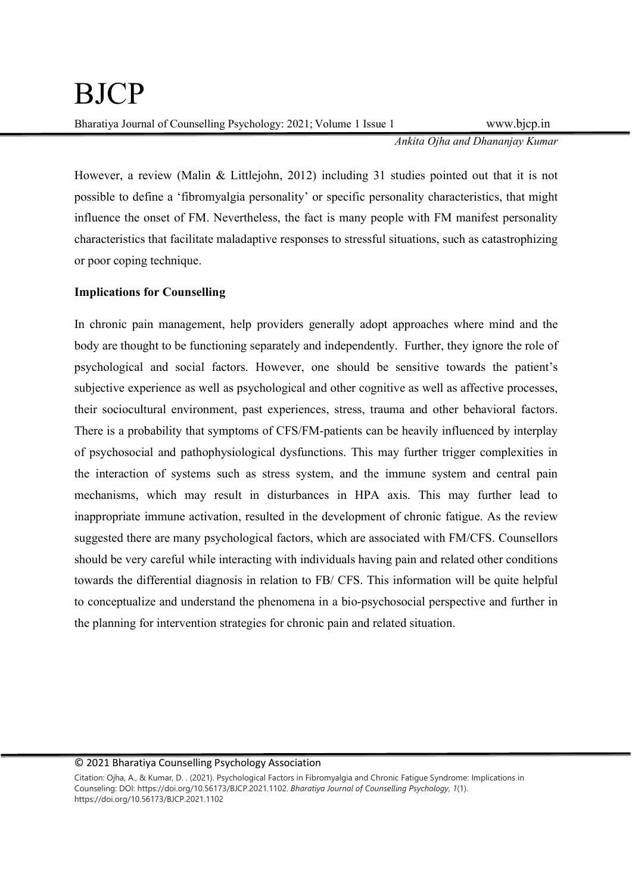However, a review (Malin & Littlejohn, 2012) including 31 studies pointed out that it is not possible to define a 'fibromyalgia personality' or specific personality characteristics, that might influence the onset of FM. Nevertheless, the fact is many people with FM manifest personality characteristics that facilitate maladaptive responses to stressful situations, such as catastrophizing or poor coping technique.

**Implications for Counselling**

In chronic pain management, help providers generally adopt approaches where mind and the body are thought to be functioning separately and independently. Further, they ignore the role of psychological and social factors. However, one should be sensitive towards the patient's subjective experience as well as psychological and other cognitive as well as affective processes, their sociocultural environment, past experiences, stress, trauma and other behavioral factors. There is a probability that symptoms of CFS/FM-patients can be heavily influenced by interplay of psychosocial and pathophysiological dysfunctions. This may further trigger complexities in the interaction of systems such as stress system, and the immune system and central pain mechanisms, which may result in disturbances in HPA axis. This may further lead to inappropriate immune activation, resulted in the development of chronic fatigue. As the review suggested there are many psychological factors, which are associated with FM/CFS. Counsellors should be very careful while interacting with individuals having pain and related other conditions towards the differential diagnosis in relation to FB/ CFS. This information will be quite helpful to conceptualize and understand the phenomena in a bio-psychosocial perspective and further in the planning for intervention strategies for chronic pain and related situation.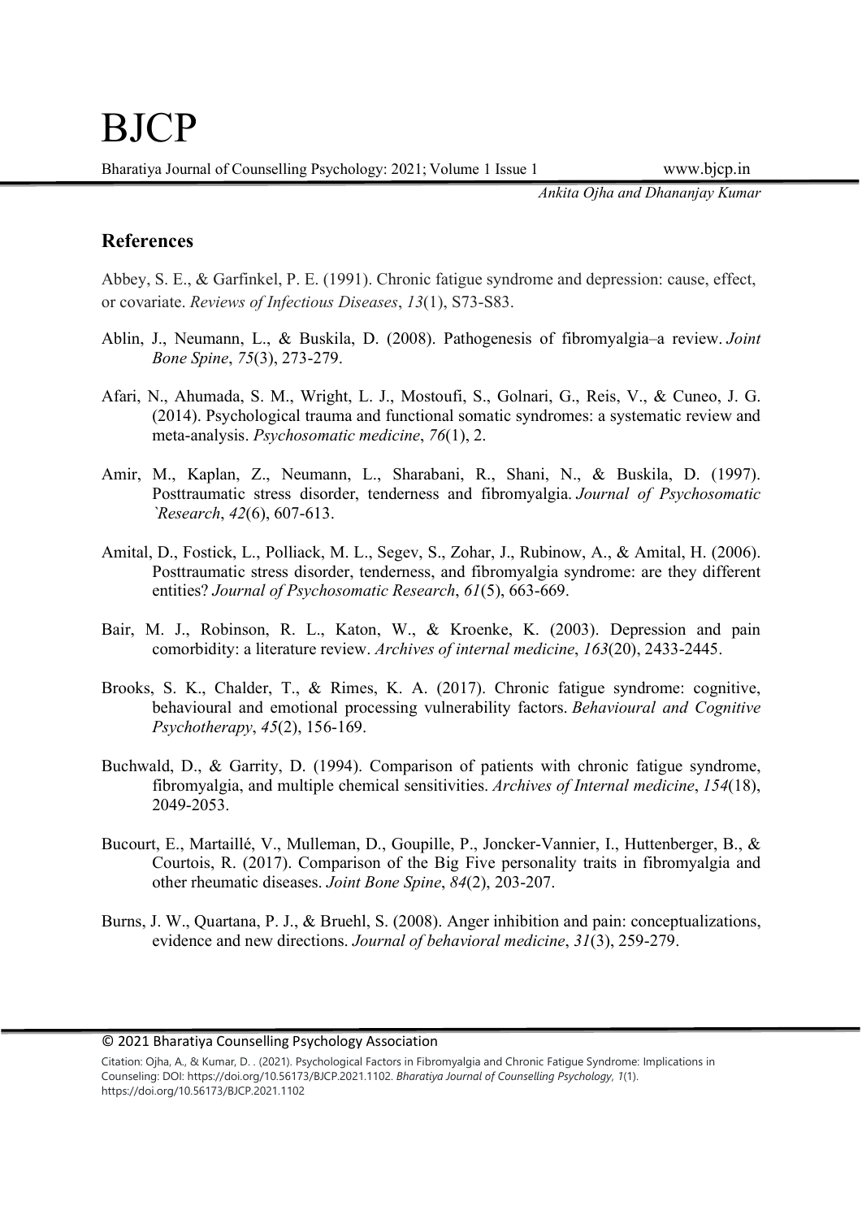## References

Abbey, S. E., & Garfinkel, P. E. (1991). Chronic fatigue syndrome and depression: cause, effect, or covariate. *Reviews of Infectious Diseases*, *13*(1), S73-S83.

Ablin, J., Neumann, L., & Buskila, D. (2008). Pathogenesis of fibromyalgia–a review. *Joint Bone Spine*, *75*(3), 273-279.

Afari, N., Ahumada, S. M., Wright, L. J., Mostoufi, S., Golnari, G., Reis, V., & Cuneo, J. G. (2014). Psychological trauma and functional somatic syndromes: a systematic review and meta-analysis. *Psychosomatic medicine*, *76*(1), 2.

Amir, M., Kaplan, Z., Neumann, L., Sharabani, R., Shani, N., & Buskila, D. (1997). Posttraumatic stress disorder, tenderness and fibromyalgia. *Journal of Psychosomatic `Research*, *42*(6), 607-613.

Amital, D., Fostick, L., Polliack, M. L., Segev, S., Zohar, J., Rubinow, A., & Amital, H. (2006). Posttraumatic stress disorder, tenderness, and fibromyalgia syndrome: are they different entities? *Journal of Psychosomatic Research*, *61*(5), 663-669.

Bair, M. J., Robinson, R. L., Katon, W., & Kroenke, K. (2003). Depression and pain comorbidity: a literature review. *Archives of internal medicine*, *163*(20), 2433-2445.

Brooks, S. K., Chalder, T., & Rimes, K. A. (2017). Chronic fatigue syndrome: cognitive, behavioural and emotional processing vulnerability factors. *Behavioural and Cognitive Psychotherapy*, *45*(2), 156-169.

Buchwald, D., & Garrity, D. (1994). Comparison of patients with chronic fatigue syndrome, fibromyalgia, and multiple chemical sensitivities. *Archives of Internal medicine*, *154*(18), 2049-2053.

Bucourt, E., Martaillé, V., Mulleman, D., Goupille, P., Joncker-Vannier, I., Huttenberger, B., & Courtois, R. (2017). Comparison of the Big Five personality traits in fibromyalgia and other rheumatic diseases. *Joint Bone Spine*, *84*(2), 203-207.

Burns, J. W., Quartana, P. J., & Bruehl, S. (2008). Anger inhibition and pain: conceptualizations, evidence and new directions. *Journal of behavioral medicine*, *31*(3), 259-279.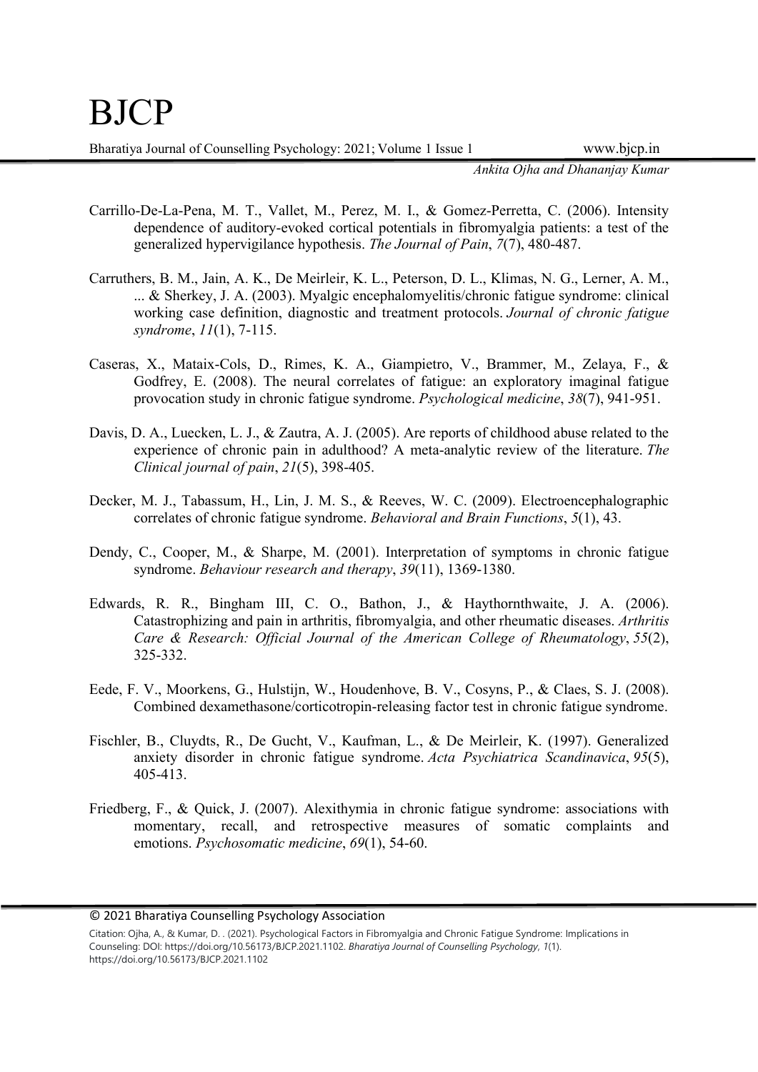Carrillo-De-La-Pena, M. T., Vallet, M., Perez, M. I., & Gomez-Perretta, C. (2006). Intensity dependence of auditory-evoked cortical potentials in fibromyalgia patients: a test of the generalized hypervigilance hypothesis. *The Journal of Pain*, *7*(7), 480-487.

Carruthers, B. M., Jain, A. K., De Meirleir, K. L., Peterson, D. L., Klimas, N. G., Lerner, A. M., ... & Sherkey, J. A. (2003). Myalgic encephalomyelitis/chronic fatigue syndrome: clinical working case definition, diagnostic and treatment protocols. *Journal of chronic fatigue syndrome*, *11*(1), 7-115.

Caseras, X., Mataix-Cols, D., Rimes, K. A., Giampietro, V., Brammer, M., Zelaya, F., & Godfrey, E. (2008). The neural correlates of fatigue: an exploratory imaginal fatigue provocation study in chronic fatigue syndrome. *Psychological medicine*, *38*(7), 941-951.

Davis, D. A., Luecken, L. J., & Zautra, A. J. (2005). Are reports of childhood abuse related to the experience of chronic pain in adulthood? A meta-analytic review of the literature. *The Clinical journal of pain*, *21*(5), 398-405.

Decker, M. J., Tabassum, H., Lin, J. M. S., & Reeves, W. C. (2009). Electroencephalographic correlates of chronic fatigue syndrome. *Behavioral and Brain Functions*, *5*(1), 43.

Dendy, C., Cooper, M., & Sharpe, M. (2001). Interpretation of symptoms in chronic fatigue syndrome. *Behaviour research and therapy*, *39*(11), 1369-1380.

Edwards, R. R., Bingham III, C. O., Bathon, J., & Haythornthwaite, J. A. (2006). Catastrophizing and pain in arthritis, fibromyalgia, and other rheumatic diseases. *Arthritis Care & Research: Official Journal of the American College of Rheumatology*, *55*(2), 325-332.

Eede, F. V., Moorkens, G., Hulstijn, W., Houdenhove, B. V., Cosyns, P., & Claes, S. J. (2008). Combined dexamethasone/corticotropin-releasing factor test in chronic fatigue syndrome.

Fischler, B., Cluydts, R., De Gucht, V., Kaufman, L., & De Meirleir, K. (1997). Generalized anxiety disorder in chronic fatigue syndrome. *Acta Psychiatrica Scandinavica*, *95*(5), 405-413.

Friedberg, F., & Quick, J. (2007). Alexithymia in chronic fatigue syndrome: associations with momentary, recall, and retrospective measures of somatic complaints and emotions. *Psychosomatic medicine*, *69*(1), 54-60.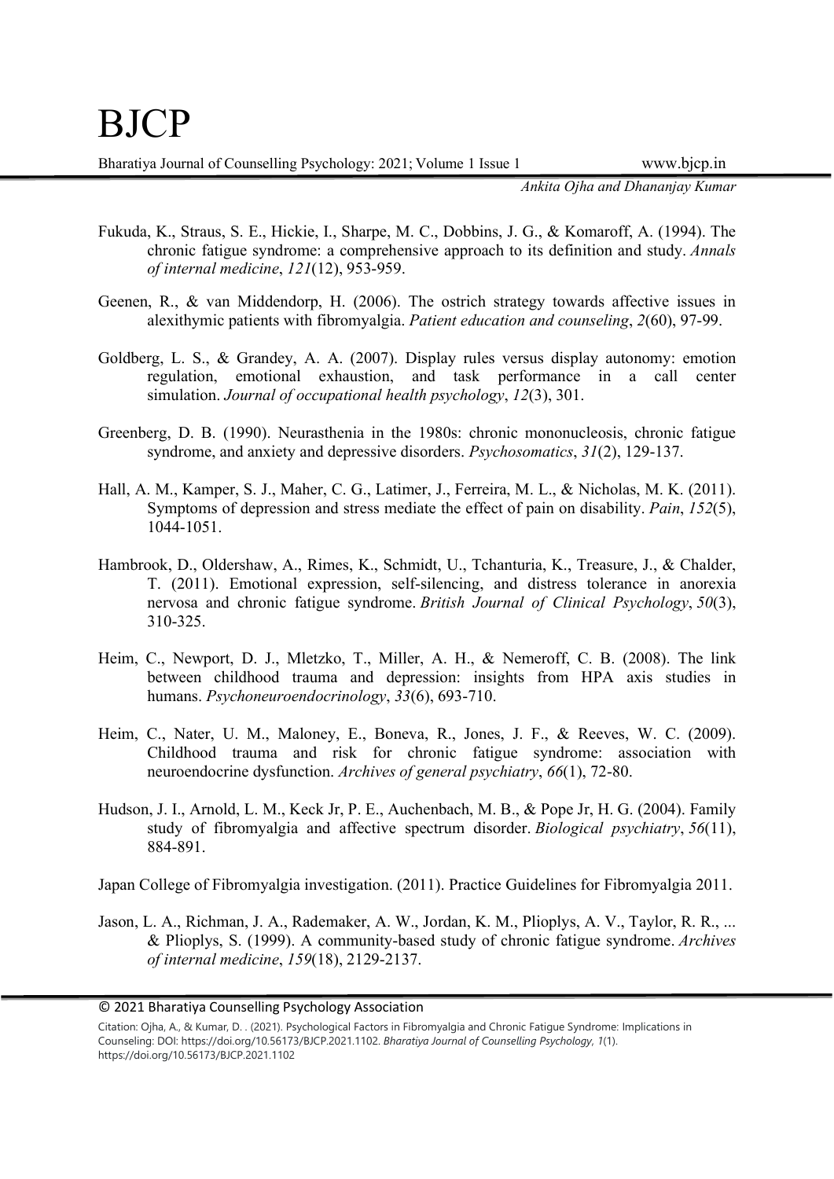Fukuda, K., Straus, S. E., Hickie, I., Sharpe, M. C., Dobbins, J. G., & Komaroff, A. (1994). The chronic fatigue syndrome: a comprehensive approach to its definition and study. *Annals of internal medicine*, *121*(12), 953-959.

Geenen, R., & van Middendorp, H. (2006). The ostrich strategy towards affective issues in alexithymic patients with fibromyalgia. *Patient education and counseling*, *2*(60), 97-99.

Goldberg, L. S., & Grandey, A. A. (2007). Display rules versus display autonomy: emotion regulation, emotional exhaustion, and task performance in a call center simulation. *Journal of occupational health psychology*, *12*(3), 301.

Greenberg, D. B. (1990). Neurasthenia in the 1980s: chronic mononucleosis, chronic fatigue syndrome, and anxiety and depressive disorders. *Psychosomatics*, *31*(2), 129-137.

Hall, A. M., Kamper, S. J., Maher, C. G., Latimer, J., Ferreira, M. L., & Nicholas, M. K. (2011). Symptoms of depression and stress mediate the effect of pain on disability. *Pain*, *152*(5), 1044-1051.

Hambrook, D., Oldershaw, A., Rimes, K., Schmidt, U., Tchanturia, K., Treasure, J., & Chalder, T. (2011). Emotional expression, self-silencing, and distress tolerance in anorexia nervosa and chronic fatigue syndrome. *British Journal of Clinical Psychology*, *50*(3), 310-325.

Heim, C., Newport, D. J., Mletzko, T., Miller, A. H., & Nemeroff, C. B. (2008). The link between childhood trauma and depression: insights from HPA axis studies in humans. *Psychoneuroendocrinology*, *33*(6), 693-710.

Heim, C., Nater, U. M., Maloney, E., Boneva, R., Jones, J. F., & Reeves, W. C. (2009). Childhood trauma and risk for chronic fatigue syndrome: association with neuroendocrine dysfunction. *Archives of general psychiatry*, *66*(1), 72-80.

Hudson, J. I., Arnold, L. M., Keck Jr, P. E., Auchenbach, M. B., & Pope Jr, H. G. (2004). Family study of fibromyalgia and affective spectrum disorder. *Biological psychiatry*, *56*(11), 884-891.

Japan College of Fibromyalgia investigation. (2011). Practice Guidelines for Fibromyalgia 2011.

Jason, L. A., Richman, J. A., Rademaker, A. W., Jordan, K. M., Plioplys, A. V., Taylor, R. R., ... & Plioplys, S. (1999). A community-based study of chronic fatigue syndrome. *Archives of internal medicine*, *159*(18), 2129-2137.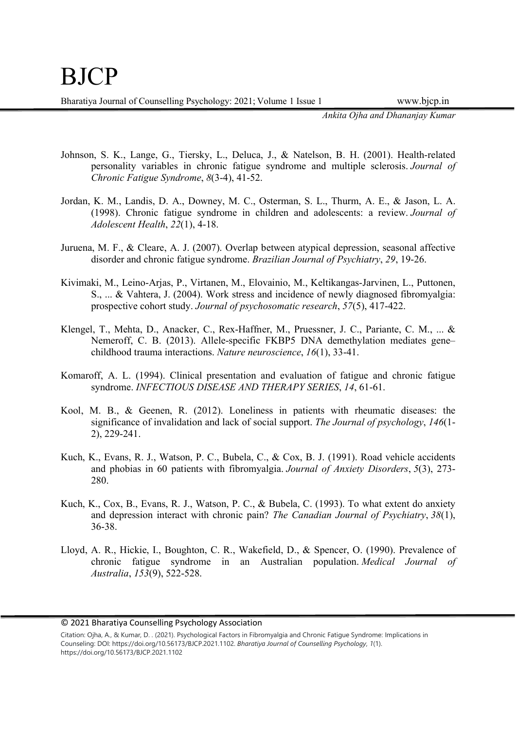Johnson, S. K., Lange, G., Tiersky, L., Deluca, J., & Natelson, B. H. (2001). Health-related personality variables in chronic fatigue syndrome and multiple sclerosis. *Journal of Chronic Fatigue Syndrome*, *8*(3-4), 41-52.

Jordan, K. M., Landis, D. A., Downey, M. C., Osterman, S. L., Thurm, A. E., & Jason, L. A. (1998). Chronic fatigue syndrome in children and adolescents: a review. *Journal of Adolescent Health*, *22*(1), 4-18.

Juruena, M. F., & Cleare, A. J. (2007). Overlap between atypical depression, seasonal affective disorder and chronic fatigue syndrome. *Brazilian Journal of Psychiatry*, *29*, 19-26.

Kivimaki, M., Leino-Arjas, P., Virtanen, M., Elovainio, M., Keltikangas-Jarvinen, L., Puttonen, S., ... & Vahtera, J. (2004). Work stress and incidence of newly diagnosed fibromyalgia: prospective cohort study. *Journal of psychosomatic research*, *57*(5), 417-422.

Klengel, T., Mehta, D., Anacker, C., Rex-Haffner, M., Pruessner, J. C., Pariante, C. M., ... & Nemeroff, C. B. (2013). Allele-specific FKBP5 DNA demethylation mediates gene–childhood trauma interactions. *Nature neuroscience*, *16*(1), 33-41.

Komaroff, A. L. (1994). Clinical presentation and evaluation of fatigue and chronic fatigue syndrome. *INFECTIOUS DISEASE AND THERAPY SERIES*, *14*, 61-61.

Kool, M. B., & Geenen, R. (2012). Loneliness in patients with rheumatic diseases: the significance of invalidation and lack of social support. *The Journal of psychology*, *146*(1-2), 229-241.

Kuch, K., Evans, R. J., Watson, P. C., Bubela, C., & Cox, B. J. (1991). Road vehicle accidents and phobias in 60 patients with fibromyalgia. *Journal of Anxiety Disorders*, *5*(3), 273-280.

Kuch, K., Cox, B., Evans, R. J., Watson, P. C., & Bubela, C. (1993). To what extent do anxiety and depression interact with chronic pain? *The Canadian Journal of Psychiatry*, *38*(1), 36-38.

Lloyd, A. R., Hickie, I., Boughton, C. R., Wakefield, D., & Spencer, O. (1990). Prevalence of chronic fatigue syndrome in an Australian population. *Medical Journal of Australia*, *153*(9), 522-528.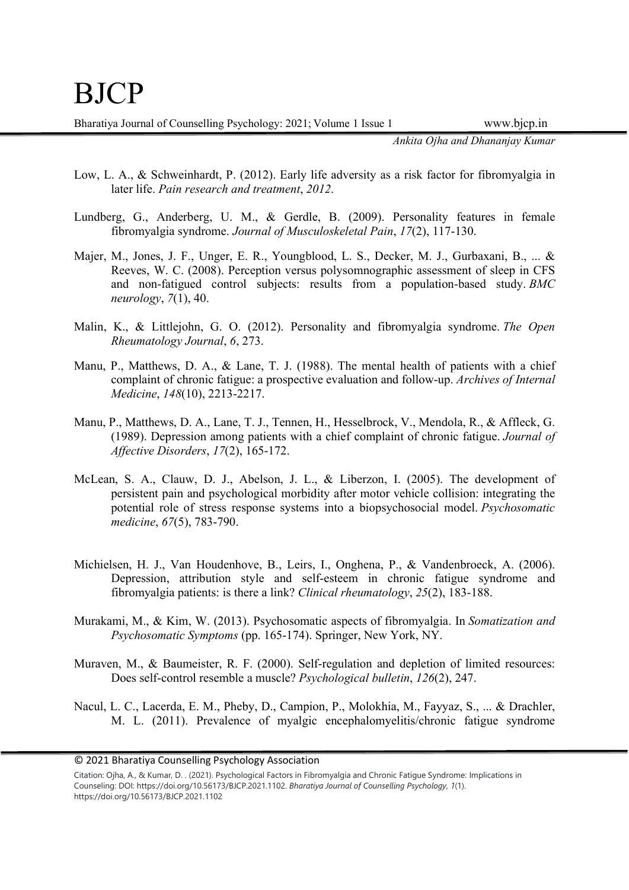Low, L. A., & Schweinhardt, P. (2012). Early life adversity as a risk factor for fibromyalgia in later life. *Pain research and treatment*, *2012*.

Lundberg, G., Anderberg, U. M., & Gerdle, B. (2009). Personality features in female fibromyalgia syndrome. *Journal of Musculoskeletal Pain*, *17*(2), 117-130.

Majer, M., Jones, J. F., Unger, E. R., Youngblood, L. S., Decker, M. J., Gurbaxani, B., ... & Reeves, W. C. (2008). Perception versus polysomnographic assessment of sleep in CFS and non-fatigued control subjects: results from a population-based study. *BMC neurology*, *7*(1), 40.

Malin, K., & Littlejohn, G. O. (2012). Personality and fibromyalgia syndrome. *The Open Rheumatology Journal*, *6*, 273.

Manu, P., Matthews, D. A., & Lane, T. J. (1988). The mental health of patients with a chief complaint of chronic fatigue: a prospective evaluation and follow-up. *Archives of Internal Medicine*, *148*(10), 2213-2217.

Manu, P., Matthews, D. A., Lane, T. J., Tennen, H., Hesselbrock, V., Mendola, R., & Affleck, G. (1989). Depression among patients with a chief complaint of chronic fatigue. *Journal of Affective Disorders*, *17*(2), 165-172.

McLean, S. A., Clauw, D. J., Abelson, J. L., & Liberzon, I. (2005). The development of persistent pain and psychological morbidity after motor vehicle collision: integrating the potential role of stress response systems into a biopsychosocial model. *Psychosomatic medicine*, *67*(5), 783-790.

Michielsen, H. J., Van Houdenhove, B., Leirs, I., Onghena, P., & Vandenbroeck, A. (2006). Depression, attribution style and self-esteem in chronic fatigue syndrome and fibromyalgia patients: is there a link? *Clinical rheumatology*, *25*(2), 183-188.

Murakami, M., & Kim, W. (2013). Psychosomatic aspects of fibromyalgia. In *Somatization and Psychosomatic Symptoms* (pp. 165-174). Springer, New York, NY.

Muraven, M., & Baumeister, R. F. (2000). Self-regulation and depletion of limited resources: Does self-control resemble a muscle? *Psychological bulletin*, *126*(2), 247.

Nacul, L. C., Lacerda, E. M., Pheby, D., Campion, P., Molokhia, M., Fayyaz, S., ... & Drachler, M. L. (2011). Prevalence of myalgic encephalomyelitis/chronic fatigue syndrome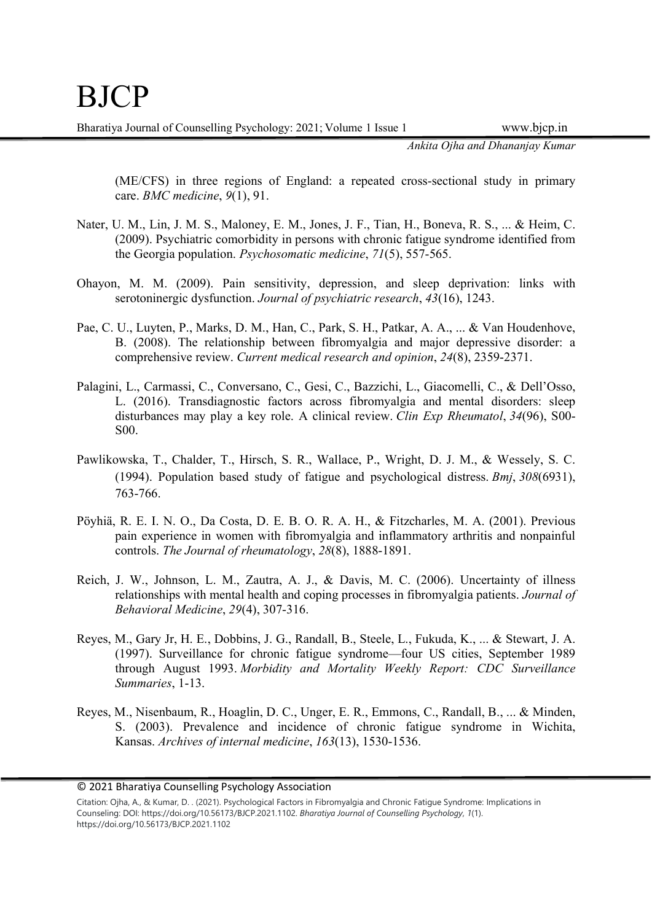(ME/CFS) in three regions of England: a repeated cross-sectional study in primary care. *BMC medicine*, *9*(1), 91.

Nater, U. M., Lin, J. M. S., Maloney, E. M., Jones, J. F., Tian, H., Boneva, R. S., ... & Heim, C. (2009). Psychiatric comorbidity in persons with chronic fatigue syndrome identified from the Georgia population. *Psychosomatic medicine*, *71*(5), 557-565.

Ohayon, M. M. (2009). Pain sensitivity, depression, and sleep deprivation: links with serotoninergic dysfunction. *Journal of psychiatric research*, *43*(16), 1243.

Pae, C. U., Luyten, P., Marks, D. M., Han, C., Park, S. H., Patkar, A. A., ... & Van Houdenhove, B. (2008). The relationship between fibromyalgia and major depressive disorder: a comprehensive review. *Current medical research and opinion*, *24*(8), 2359-2371.

Palagini, L., Carmassi, C., Conversano, C., Gesi, C., Bazzichi, L., Giacomelli, C., & Dell'Osso, L. (2016). Transdiagnostic factors across fibromyalgia and mental disorders: sleep disturbances may play a key role. A clinical review. *Clin Exp Rheumatol*, *34*(96), S00-S00.

Pawlikowska, T., Chalder, T., Hirsch, S. R., Wallace, P., Wright, D. J. M., & Wessely, S. C. (1994). Population based study of fatigue and psychological distress. *Bmj*, *308*(6931), 763-766.

Pöyhiä, R. E. I. N. O., Da Costa, D. E. B. O. R. A. H., & Fitzcharles, M. A. (2001). Previous pain experience in women with fibromyalgia and inflammatory arthritis and nonpainful controls. *The Journal of rheumatology*, *28*(8), 1888-1891.

Reich, J. W., Johnson, L. M., Zautra, A. J., & Davis, M. C. (2006). Uncertainty of illness relationships with mental health and coping processes in fibromyalgia patients. *Journal of Behavioral Medicine*, *29*(4), 307-316.

Reyes, M., Gary Jr, H. E., Dobbins, J. G., Randall, B., Steele, L., Fukuda, K., ... & Stewart, J. A. (1997). Surveillance for chronic fatigue syndrome—four US cities, September 1989 through August 1993. *Morbidity and Mortality Weekly Report: CDC Surveillance Summaries*, 1-13.

Reyes, M., Nisenbaum, R., Hoaglin, D. C., Unger, E. R., Emmons, C., Randall, B., ... & Minden, S. (2003). Prevalence and incidence of chronic fatigue syndrome in Wichita, Kansas. *Archives of internal medicine*, *163*(13), 1530-1536.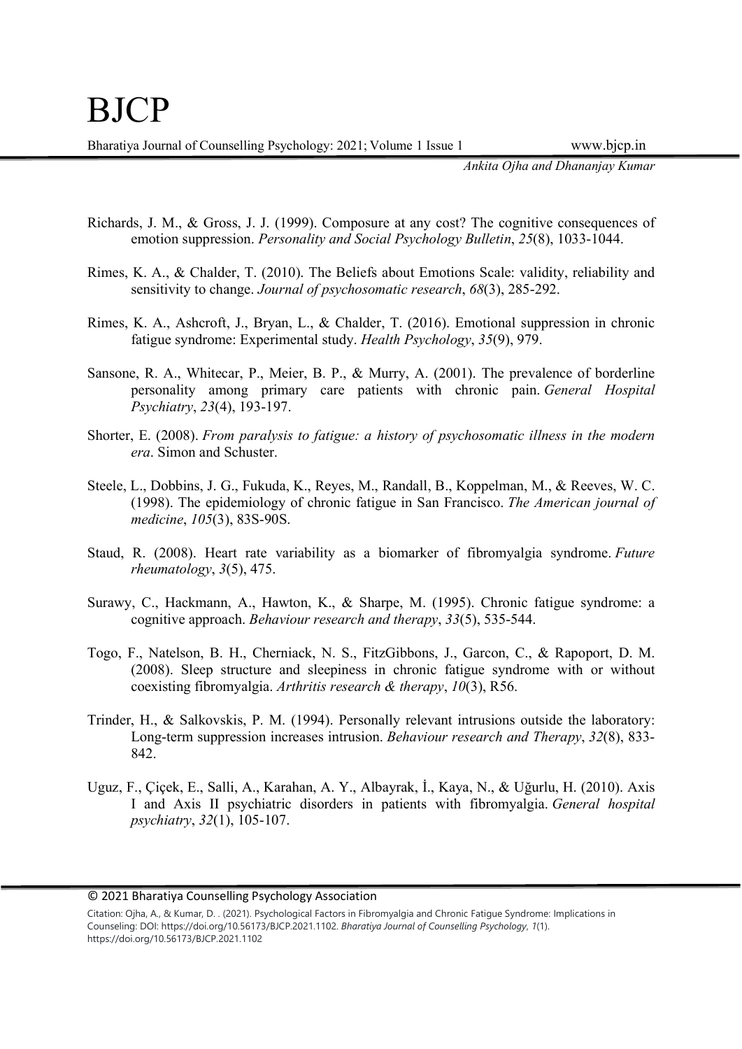Richards, J. M., & Gross, J. J. (1999). Composure at any cost? The cognitive consequences of emotion suppression. *Personality and Social Psychology Bulletin*, *25*(8), 1033-1044.

Rimes, K. A., & Chalder, T. (2010). The Beliefs about Emotions Scale: validity, reliability and sensitivity to change. *Journal of psychosomatic research*, *68*(3), 285-292.

Rimes, K. A., Ashcroft, J., Bryan, L., & Chalder, T. (2016). Emotional suppression in chronic fatigue syndrome: Experimental study. *Health Psychology*, *35*(9), 979.

Sansone, R. A., Whitecar, P., Meier, B. P., & Murry, A. (2001). The prevalence of borderline personality among primary care patients with chronic pain. *General Hospital Psychiatry*, *23*(4), 193-197.

Shorter, E. (2008). *From paralysis to fatigue: a history of psychosomatic illness in the modern era*. Simon and Schuster.

Steele, L., Dobbins, J. G., Fukuda, K., Reyes, M., Randall, B., Koppelman, M., & Reeves, W. C. (1998). The epidemiology of chronic fatigue in San Francisco. *The American journal of medicine*, *105*(3), 83S-90S.

Staud, R. (2008). Heart rate variability as a biomarker of fibromyalgia syndrome. *Future rheumatology*, *3*(5), 475.

Surawy, C., Hackmann, A., Hawton, K., & Sharpe, M. (1995). Chronic fatigue syndrome: a cognitive approach. *Behaviour research and therapy*, *33*(5), 535-544.

Togo, F., Natelson, B. H., Cherniack, N. S., FitzGibbons, J., Garcon, C., & Rapoport, D. M. (2008). Sleep structure and sleepiness in chronic fatigue syndrome with or without coexisting fibromyalgia. *Arthritis research & therapy*, *10*(3), R56.

Trinder, H., & Salkovskis, P. M. (1994). Personally relevant intrusions outside the laboratory: Long-term suppression increases intrusion. *Behaviour research and Therapy*, *32*(8), 833-842.

Uguz, F., Çiçek, E., Salli, A., Karahan, A. Y., Albayrak, İ., Kaya, N., & Uğurlu, H. (2010). Axis I and Axis II psychiatric disorders in patients with fibromyalgia. *General hospital psychiatry*, *32*(1), 105-107.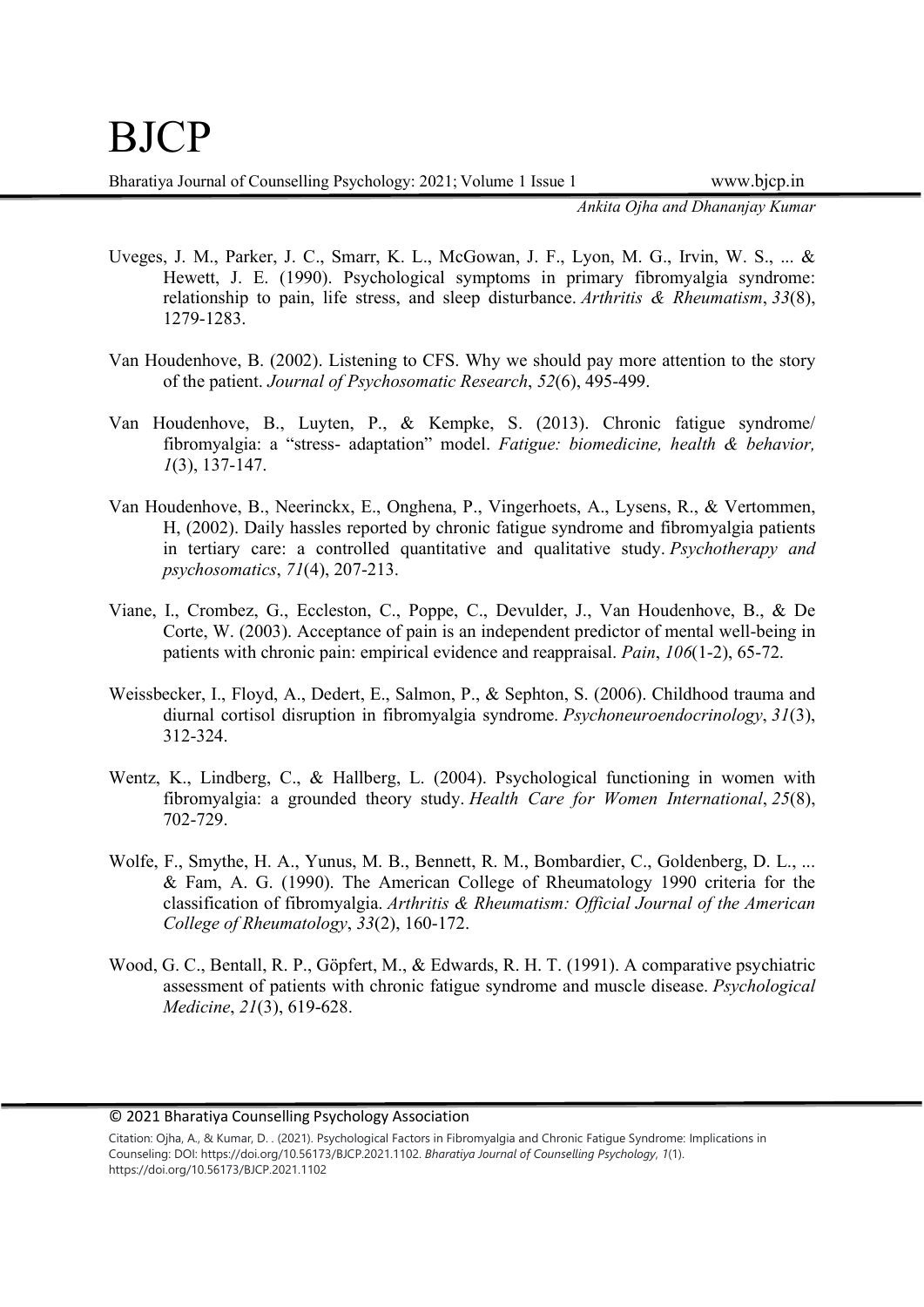Uveges, J. M., Parker, J. C., Smarr, K. L., McGowan, J. F., Lyon, M. G., Irvin, W. S., ... & Hewett, J. E. (1990). Psychological symptoms in primary fibromyalgia syndrome: relationship to pain, life stress, and sleep disturbance. *Arthritis & Rheumatism*, *33*(8), 1279-1283.

Van Houdenhove, B. (2002). Listening to CFS. Why we should pay more attention to the story of the patient. *Journal of Psychosomatic Research*, *52*(6), 495-499.

Van Houdenhove, B., Luyten, P., & Kempke, S. (2013). Chronic fatigue syndrome/ fibromyalgia: a "stress- adaptation" model. *Fatigue: biomedicine, health & behavior, 1*(3), 137-147.

Van Houdenhove, B., Neerinckx, E., Onghena, P., Vingerhoets, A., Lysens, R., & Vertommen, H, (2002). Daily hassles reported by chronic fatigue syndrome and fibromyalgia patients in tertiary care: a controlled quantitative and qualitative study. *Psychotherapy and psychosomatics*, *71*(4), 207-213.

Viane, I., Crombez, G., Eccleston, C., Poppe, C., Devulder, J., Van Houdenhove, B., & De Corte, W. (2003). Acceptance of pain is an independent predictor of mental well-being in patients with chronic pain: empirical evidence and reappraisal. *Pain*, *106*(1-2), 65-72.

Weissbecker, I., Floyd, A., Dedert, E., Salmon, P., & Sephton, S. (2006). Childhood trauma and diurnal cortisol disruption in fibromyalgia syndrome. *Psychoneuroendocrinology*, *31*(3), 312-324.

Wentz, K., Lindberg, C., & Hallberg, L. (2004). Psychological functioning in women with fibromyalgia: a grounded theory study. *Health Care for Women International*, *25*(8), 702-729.

Wolfe, F., Smythe, H. A., Yunus, M. B., Bennett, R. M., Bombardier, C., Goldenberg, D. L., ... & Fam, A. G. (1990). The American College of Rheumatology 1990 criteria for the classification of fibromyalgia. *Arthritis & Rheumatism: Official Journal of the American College of Rheumatology*, *33*(2), 160-172.

Wood, G. C., Bentall, R. P., Göpfert, M., & Edwards, R. H. T. (1991). A comparative psychiatric assessment of patients with chronic fatigue syndrome and muscle disease. *Psychological Medicine*, *21*(3), 619-628.